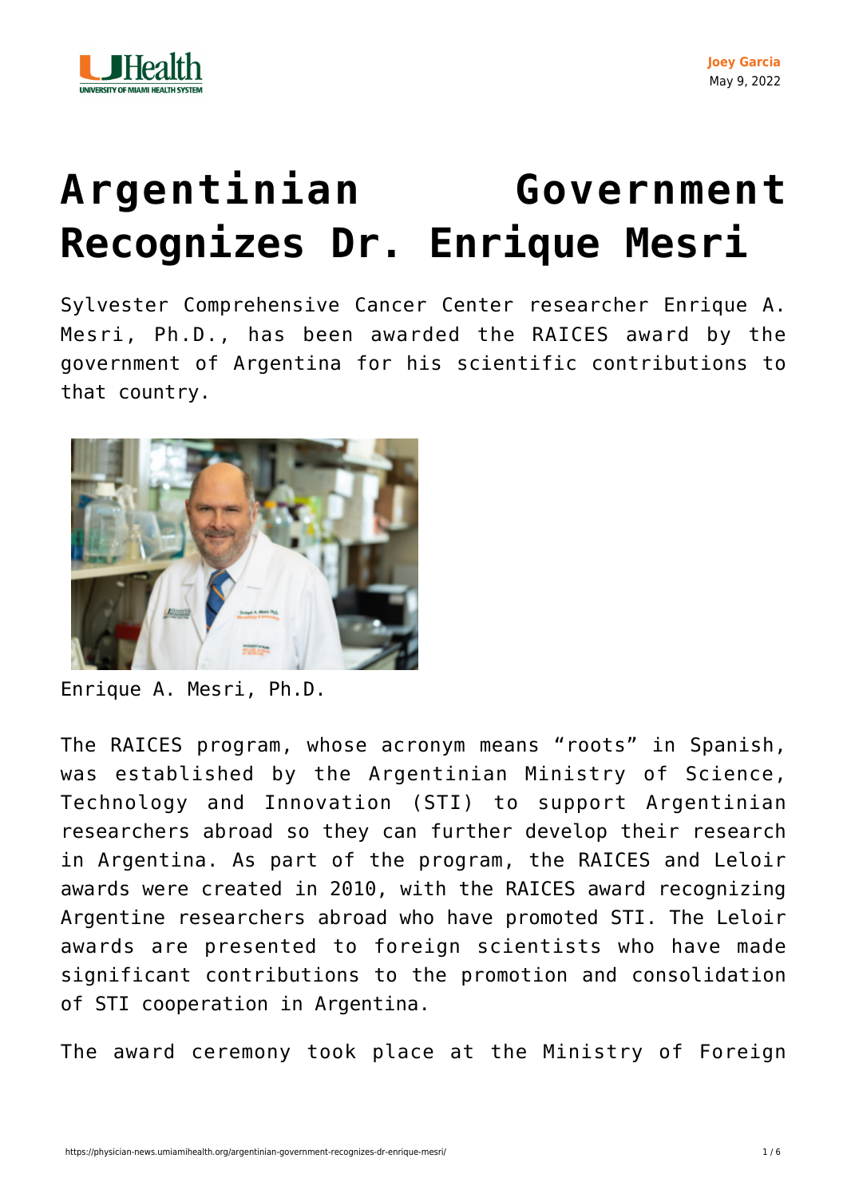# Argentinian Government Recognizes Dr. Enrique Mesri

Sylvester Comprehensive Cancer Center researcher Enrique A. Mesri, Ph.D., has been awarded the RAICES award by the government of Argentina for his scientific contributions to that country.

Enrique A. Mesri, Ph.D.

The RAICES program, whose acronym means "roots" in Spanish, was established by the Argentinian Ministry of Science, Technology and Innovation (STI) to support Argentinian researchers abroad so they can further develop their research in Argentina. As part of the program, the RAICES and Leloir awards were created in 2010, with the RAICES award recognizing Argentine researchers abroad who have promoted STI. The Leloir awards are presented to foreign scientists who have made significant contributions to the promotion and consolidation of STI cooperation in Argentina.

The award ceremony took place at the Ministry of Foreign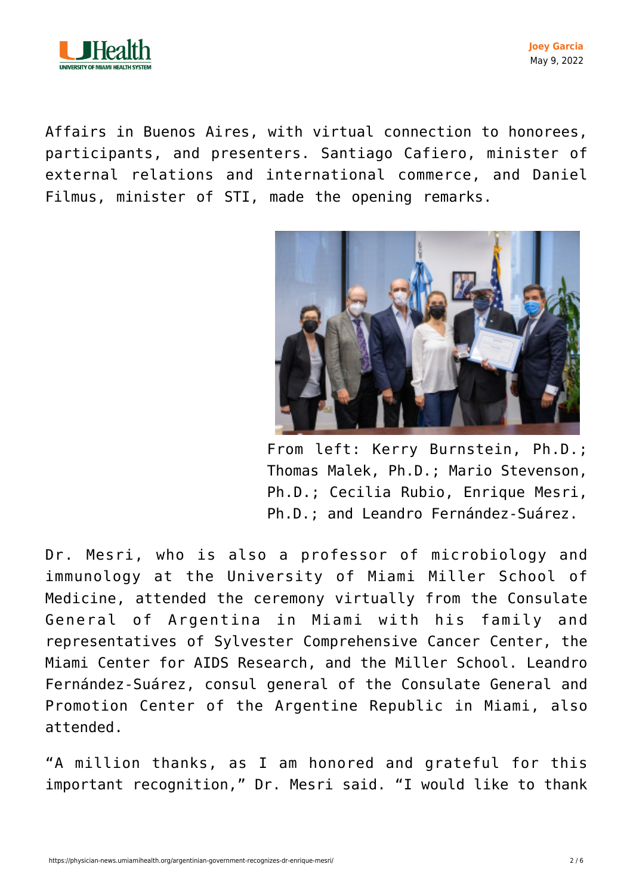Affairs in Buenos Aires, with virtual connection to honorees, participants, and presenters. Santiago Cafiero, minister of external relations and international commerce, and Daniel Filmus, minister of STI, made the opening remarks.

From left: Kerry Burnstein, Ph.D.; Thomas Malek, Ph.D.; Mario Stevenson, Ph.D.; Cecilia Rubio, Enrique Mesri, Ph.D.; and Leandro Fernández-Suárez.

Dr. Mesri, who is also a professor of microbiology and immunology at the University of Miami Miller School of Medicine, attended the ceremony virtually from the Consulate General of Argentina in Miami with his family and representatives of Sylvester Comprehensive Cancer Center, the Miami Center for AIDS Research, and the Miller School. Leandro Fernández-Suárez, consul general of the Consulate General and Promotion Center of the Argentine Republic in Miami, also attended.

"A million thanks, as I am honored and grateful for this important recognition," Dr. Mesri said. "I would like to thank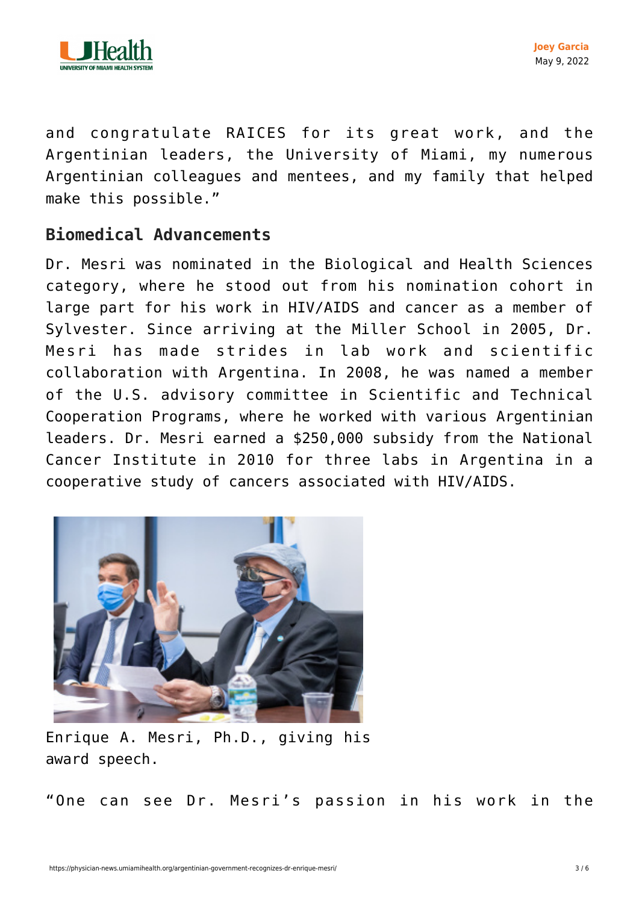and congratulate RAICES for its great work, and the Argentinian leaders, the University of Miami, my numerous Argentinian colleagues and mentees, and my family that helped make this possible."

## Biomedical Advancements

Dr. Mesri was nominated in the Biological and Health Sciences category, where he stood out from his nomination cohort in large part for his work in HIV/AIDS and cancer as a member of Sylvester. Since arriving at the Miller School in 2005, Dr. Mesri has made strides in lab work and scientific collaboration with Argentina. In 2008, he was named a member of the U.S. advisory committee in Scientific and Technical Cooperation Programs, where he worked with various Argentinian leaders. Dr. Mesri earned a $250,000 subsidy from the National Cancer Institute in 2010 for three labs in Argentina in a cooperative study of cancers associated with HIV/AIDS.

Enrique A. Mesri, Ph.D., giving his award speech.

"One can see Dr. Mesri's passion in his work in the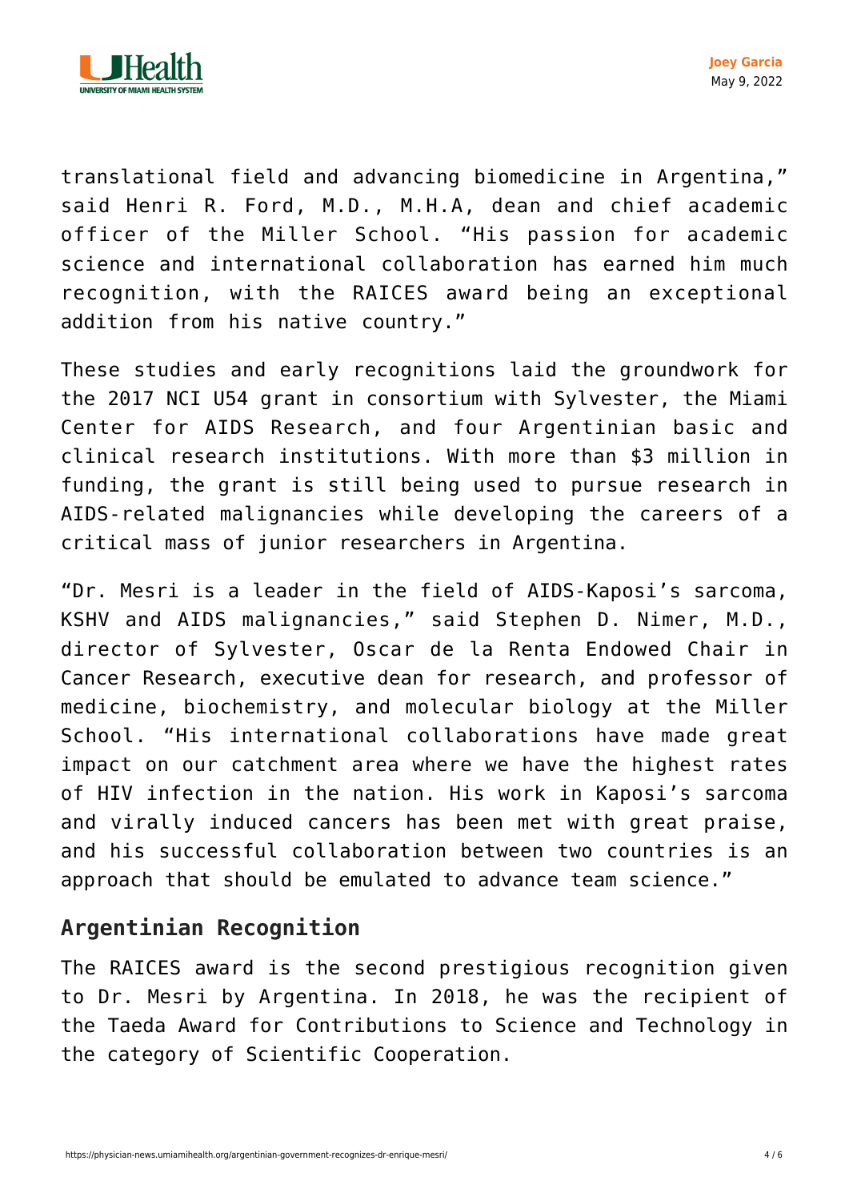translational field and advancing biomedicine in Argentina," said Henri R. Ford, M.D., M.H.A, dean and chief academic officer of the Miller School. "His passion for academic science and international collaboration has earned him much recognition, with the RAICES award being an exceptional addition from his native country."

These studies and early recognitions laid the groundwork for the 2017 NCI U54 grant in consortium with Sylvester, the Miami Center for AIDS Research, and four Argentinian basic and clinical research institutions. With more than $3 million in funding, the grant is still being used to pursue research in AIDS-related malignancies while developing the careers of a critical mass of junior researchers in Argentina.

"Dr. Mesri is a leader in the field of AIDS-Kaposi's sarcoma, KSHV and AIDS malignancies," said Stephen D. Nimer, M.D., director of Sylvester, Oscar de la Renta Endowed Chair in Cancer Research, executive dean for research, and professor of medicine, biochemistry, and molecular biology at the Miller School. "His international collaborations have made great impact on our catchment area where we have the highest rates of HIV infection in the nation. His work in Kaposi's sarcoma and virally induced cancers has been met with great praise, and his successful collaboration between two countries is an approach that should be emulated to advance team science."

## Argentinian Recognition

The RAICES award is the second prestigious recognition given to Dr. Mesri by Argentina. In 2018, he was the recipient of the Taeda Award for Contributions to Science and Technology in the category of Scientific Cooperation.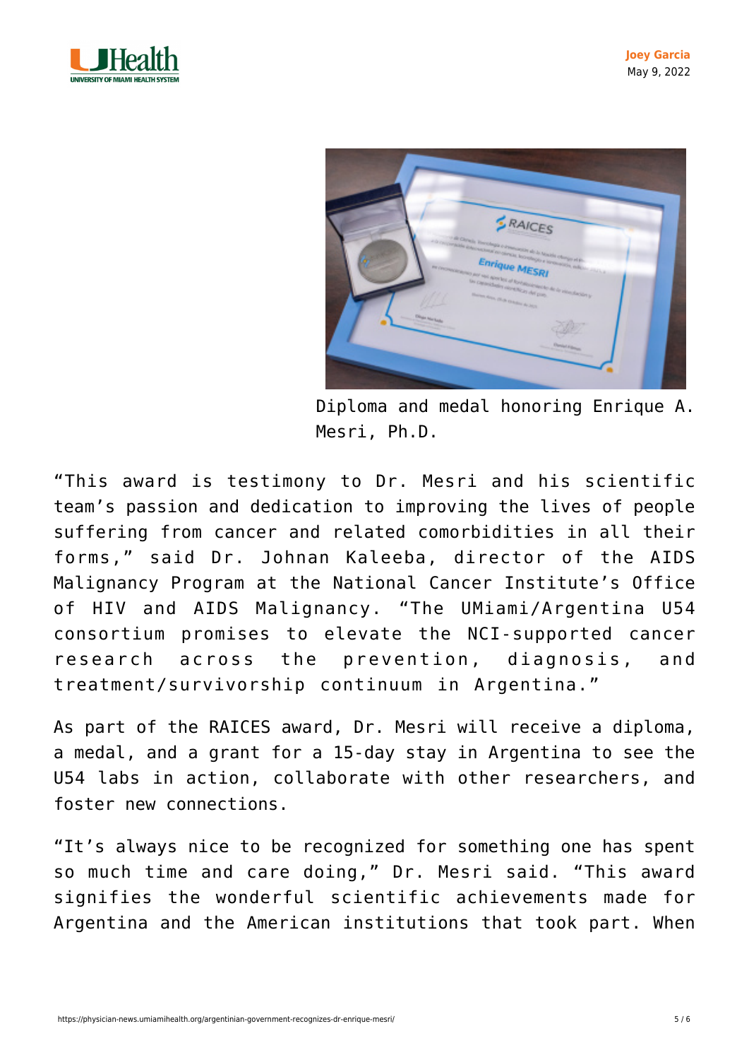Diploma and medal honoring Enrique A. Mesri, Ph.D.

"This award is testimony to Dr. Mesri and his scientific team's passion and dedication to improving the lives of people suffering from cancer and related comorbidities in all their forms," said Dr. Johnan Kaleeba, director of the AIDS Malignancy Program at the National Cancer Institute's Office of HIV and AIDS Malignancy. "The UMiami/Argentina U54 consortium promises to elevate the NCI-supported cancer research across the prevention, diagnosis, and treatment/survivorship continuum in Argentina."

As part of the RAICES award, Dr. Mesri will receive a diploma, a medal, and a grant for a 15-day stay in Argentina to see the U54 labs in action, collaborate with other researchers, and foster new connections.

"It's always nice to be recognized for something one has spent so much time and care doing," Dr. Mesri said. "This award signifies the wonderful scientific achievements made for Argentina and the American institutions that took part. When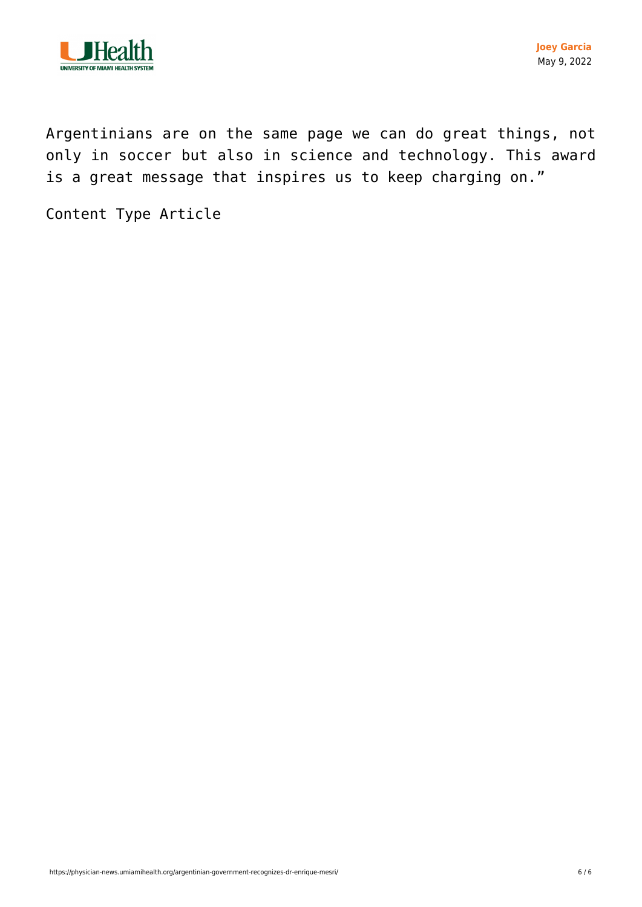Argentinians are on the same page we can do great things, not only in soccer but also in science and technology. This award is a great message that inspires us to keep charging on."

Content Type Article